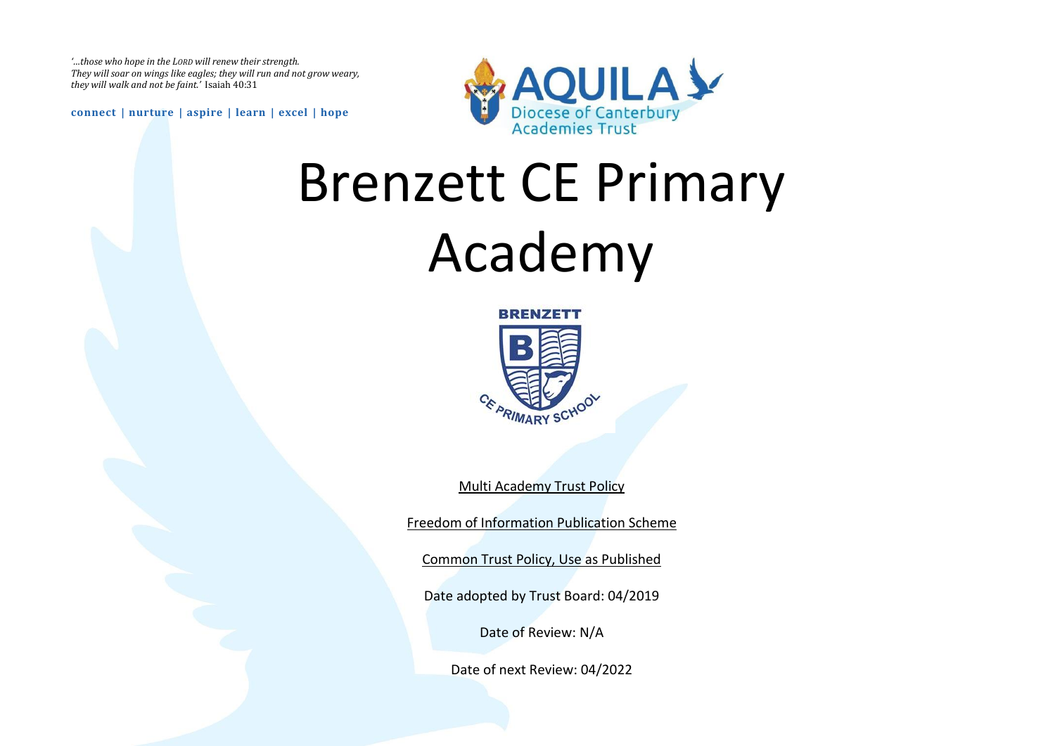*'…those who hope in the LORD will renew their strength. They will soar on wings like eagles; they will run and not grow weary, they will walk and not be faint.'* Isaiah 40:31

**connect | nurture | aspire | learn | excel | hope**

AQUILA
Diocese of Canterbury
Academies Trust

# Brenzett CE Primary Academy

BRENZETT
CE PRIMARY SCHOOL

Multi Academy Trust Policy

Freedom of Information Publication Scheme

Common Trust Policy, Use as Published

Date adopted by Trust Board: 04/2019

Date of Review: N/A

Date of next Review: 04/2022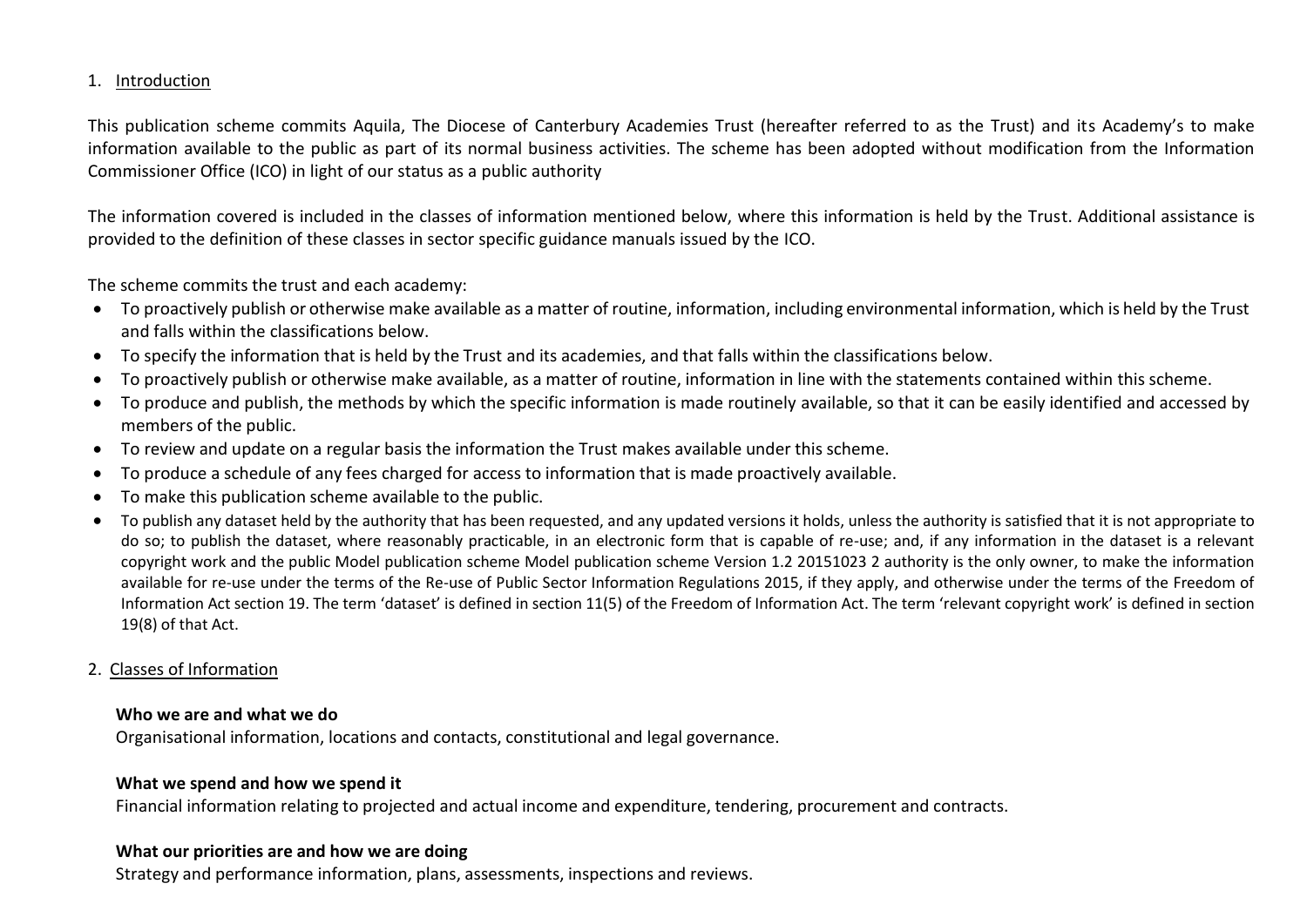## 1. Introduction

This publication scheme commits Aquila, The Diocese of Canterbury Academies Trust (hereafter referred to as the Trust) and its Academy's to make information available to the public as part of its normal business activities. The scheme has been adopted without modification from the Information Commissioner Office (ICO) in light of our status as a public authority

The information covered is included in the classes of information mentioned below, where this information is held by the Trust. Additional assistance is provided to the definition of these classes in sector specific guidance manuals issued by the ICO.

The scheme commits the trust and each academy:

- To proactively publish or otherwise make available as a matter of routine, information, including environmental information, which is held by the Trust and falls within the classifications below.
- To specify the information that is held by the Trust and its academies, and that falls within the classifications below.
- To proactively publish or otherwise make available, as a matter of routine, information in line with the statements contained within this scheme.
- To produce and publish, the methods by which the specific information is made routinely available, so that it can be easily identified and accessed by members of the public.
- To review and update on a regular basis the information the Trust makes available under this scheme.
- To produce a schedule of any fees charged for access to information that is made proactively available.
- To make this publication scheme available to the public.
- To publish any dataset held by the authority that has been requested, and any updated versions it holds, unless the authority is satisfied that it is not appropriate to do so; to publish the dataset, where reasonably practicable, in an electronic form that is capable of re-use; and, if any information in the dataset is a relevant copyright work and the public Model publication scheme Model publication scheme Version 1.2 20151023 2 authority is the only owner, to make the information available for re-use under the terms of the Re-use of Public Sector Information Regulations 2015, if they apply, and otherwise under the terms of the Freedom of Information Act section 19. The term 'dataset' is defined in section 11(5) of the Freedom of Information Act. The term 'relevant copyright work' is defined in section 19(8) of that Act.

## 2. Classes of Information

**Who we are and what we do**
Organisational information, locations and contacts, constitutional and legal governance.

**What we spend and how we spend it**
Financial information relating to projected and actual income and expenditure, tendering, procurement and contracts.

**What our priorities are and how we are doing**
Strategy and performance information, plans, assessments, inspections and reviews.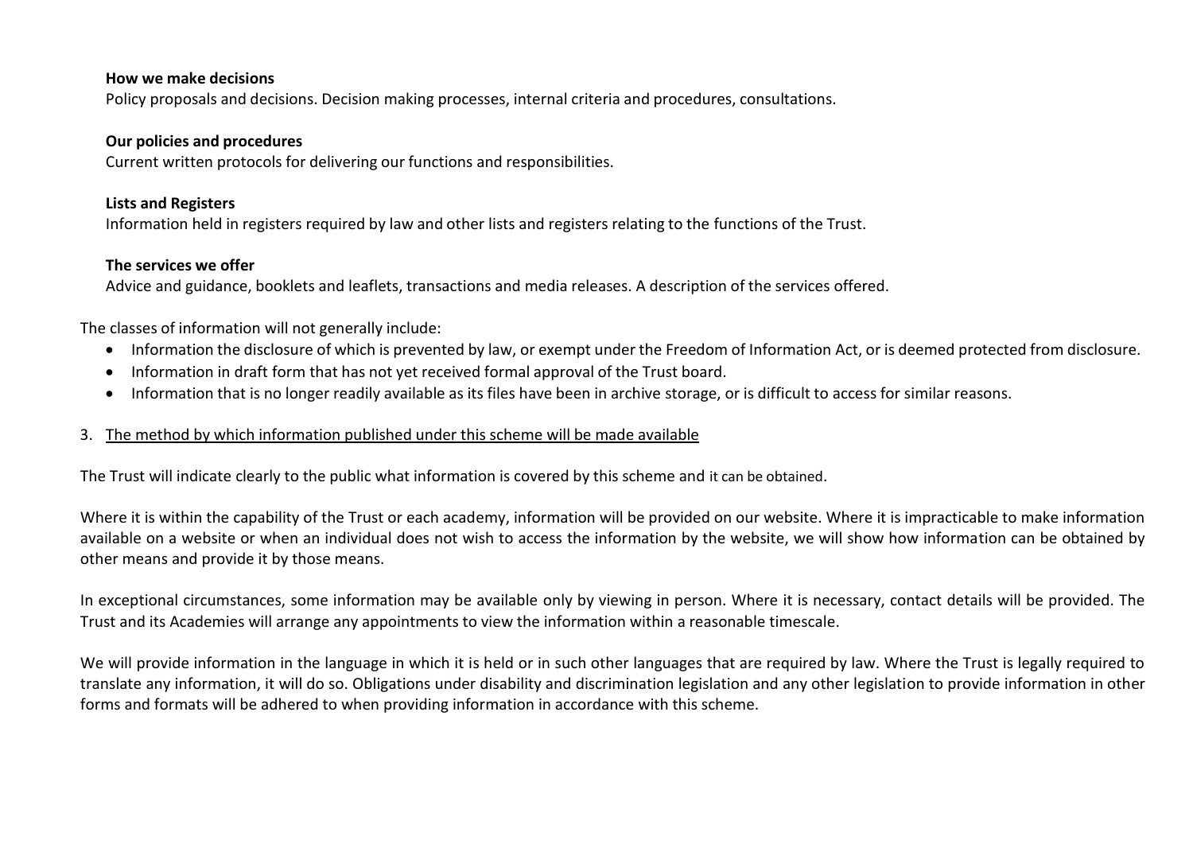**How we make decisions**
Policy proposals and decisions. Decision making processes, internal criteria and procedures, consultations.

**Our policies and procedures**
Current written protocols for delivering our functions and responsibilities.

**Lists and Registers**
Information held in registers required by law and other lists and registers relating to the functions of the Trust.

**The services we offer**
Advice and guidance, booklets and leaflets, transactions and media releases. A description of the services offered.

The classes of information will not generally include:

- Information the disclosure of which is prevented by law, or exempt under the Freedom of Information Act, or is deemed protected from disclosure.
- Information in draft form that has not yet received formal approval of the Trust board.
- Information that is no longer readily available as its files have been in archive storage, or is difficult to access for similar reasons.

3. <u>The method by which information published under this scheme will be made available</u>

The Trust will indicate clearly to the public what information is covered by this scheme and it can be obtained.

Where it is within the capability of the Trust or each academy, information will be provided on our website. Where it is impracticable to make information available on a website or when an individual does not wish to access the information by the website, we will show how information can be obtained by other means and provide it by those means.

In exceptional circumstances, some information may be available only by viewing in person. Where it is necessary, contact details will be provided. The Trust and its Academies will arrange any appointments to view the information within a reasonable timescale.

We will provide information in the language in which it is held or in such other languages that are required by law. Where the Trust is legally required to translate any information, it will do so. Obligations under disability and discrimination legislation and any other legislation to provide information in other forms and formats will be adhered to when providing information in accordance with this scheme.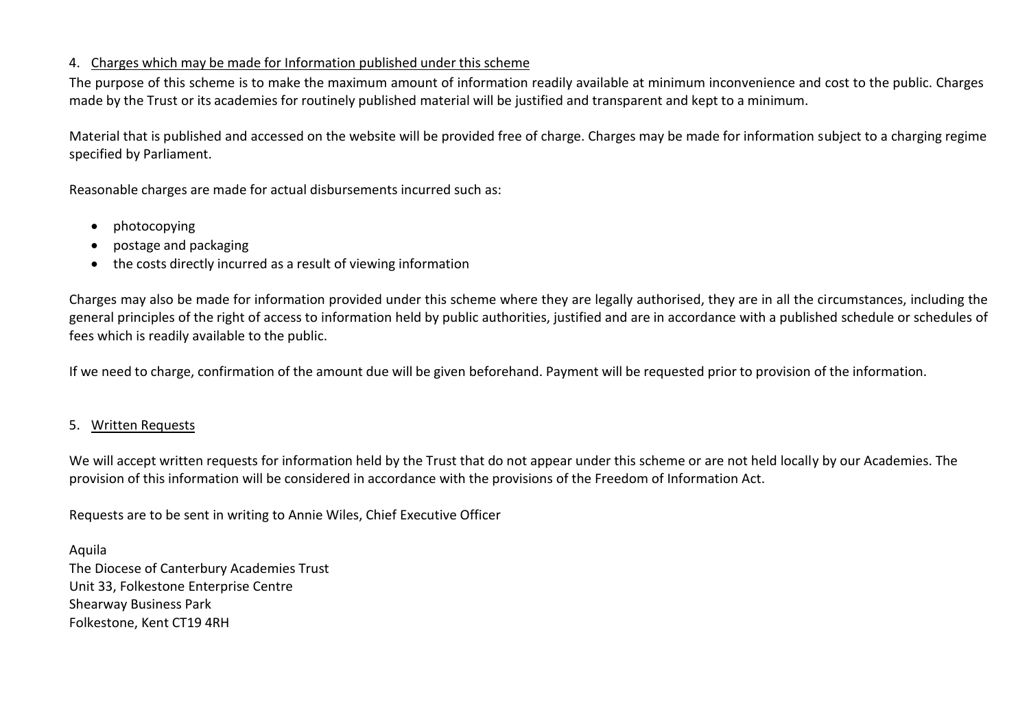## 4. Charges which may be made for Information published under this scheme

The purpose of this scheme is to make the maximum amount of information readily available at minimum inconvenience and cost to the public. Charges made by the Trust or its academies for routinely published material will be justified and transparent and kept to a minimum.

Material that is published and accessed on the website will be provided free of charge. Charges may be made for information subject to a charging regime specified by Parliament.

Reasonable charges are made for actual disbursements incurred such as:

- photocopying
- postage and packaging
- the costs directly incurred as a result of viewing information

Charges may also be made for information provided under this scheme where they are legally authorised, they are in all the circumstances, including the general principles of the right of access to information held by public authorities, justified and are in accordance with a published schedule or schedules of fees which is readily available to the public.

If we need to charge, confirmation of the amount due will be given beforehand. Payment will be requested prior to provision of the information.

## 5. Written Requests

We will accept written requests for information held by the Trust that do not appear under this scheme or are not held locally by our Academies. The provision of this information will be considered in accordance with the provisions of the Freedom of Information Act.

Requests are to be sent in writing to Annie Wiles, Chief Executive Officer

Aquila
The Diocese of Canterbury Academies Trust
Unit 33, Folkestone Enterprise Centre
Shearway Business Park
Folkestone, Kent CT19 4RH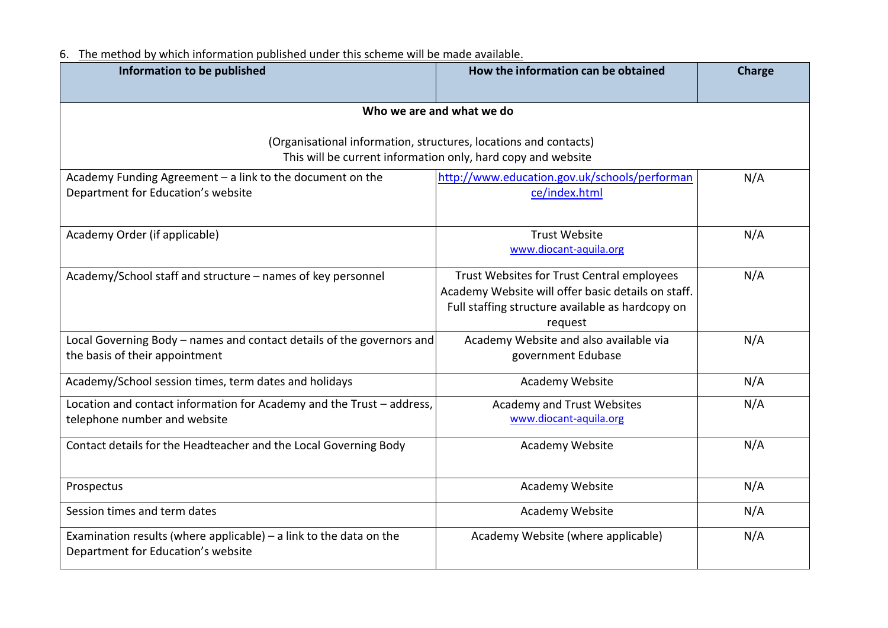6. The method by which information published under this scheme will be made available.

| Information to be published | How the information can be obtained | Charge |
|---|---|---|
| **Who we are and what we do**<br><br>(Organisational information, structures, locations and contacts)<br>This will be current information only, hard copy and website | | |
| Academy Funding Agreement – a link to the document on the Department for Education's website | http://www.education.gov.uk/schools/performance/index.html | N/A |
| Academy Order (if applicable) | Trust Website<br>www.diocant-aquila.org | N/A |
| Academy/School staff and structure – names of key personnel | Trust Websites for Trust Central employees<br>Academy Website will offer basic details on staff.<br>Full staffing structure available as hardcopy on request | N/A |
| Local Governing Body – names and contact details of the governors and the basis of their appointment | Academy Website and also available via government Edubase | N/A |
| Academy/School session times, term dates and holidays | Academy Website | N/A |
| Location and contact information for Academy and the Trust – address, telephone number and website | Academy and Trust Websites<br>www.diocant-aquila.org | N/A |
| Contact details for the Headteacher and the Local Governing Body | Academy Website | N/A |
| Prospectus | Academy Website | N/A |
| Session times and term dates | Academy Website | N/A |
| Examination results (where applicable) – a link to the data on the Department for Education's website | Academy Website (where applicable) | N/A |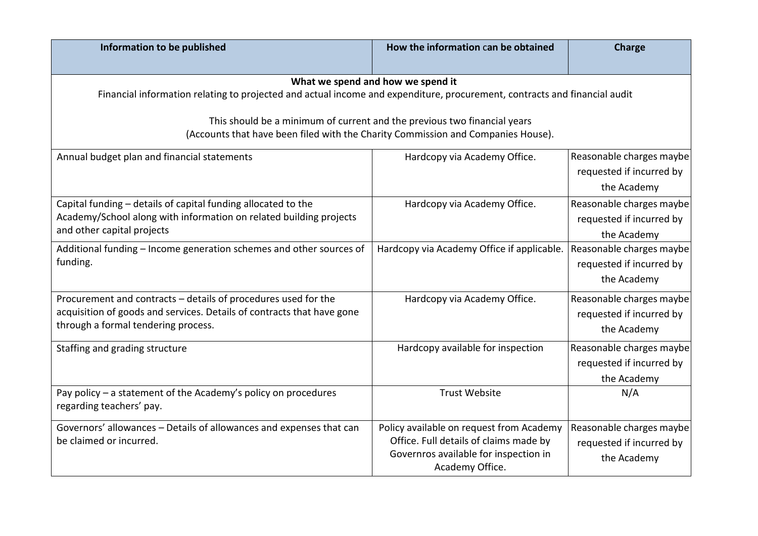| Information to be published | How the information can be obtained | Charge |
| --- | --- | --- |
| **What we spend and how we spend it**<br>Financial information relating to projected and actual income and expenditure, procurement, contracts and financial audit<br><br>This should be a minimum of current and the previous two financial years<br>(Accounts that have been filed with the Charity Commission and Companies House). | | |
| Annual budget plan and financial statements | Hardcopy via Academy Office. | Reasonable charges maybe requested if incurred by the Academy |
| Capital funding – details of capital funding allocated to the Academy/School along with information on related building projects and other capital projects | Hardcopy via Academy Office. | Reasonable charges maybe requested if incurred by the Academy |
| Additional funding – Income generation schemes and other sources of funding. | Hardcopy via Academy Office if applicable. | Reasonable charges maybe requested if incurred by the Academy |
| Procurement and contracts – details of procedures used for the acquisition of goods and services. Details of contracts that have gone through a formal tendering process. | Hardcopy via Academy Office. | Reasonable charges maybe requested if incurred by the Academy |
| Staffing and grading structure | Hardcopy available for inspection | Reasonable charges maybe requested if incurred by the Academy |
| Pay policy – a statement of the Academy's policy on procedures regarding teachers' pay. | Trust Website | N/A |
| Governors' allowances – Details of allowances and expenses that can be claimed or incurred. | Policy available on request from Academy Office. Full details of claims made by Governros available for inspection in Academy Office. | Reasonable charges maybe requested if incurred by the Academy |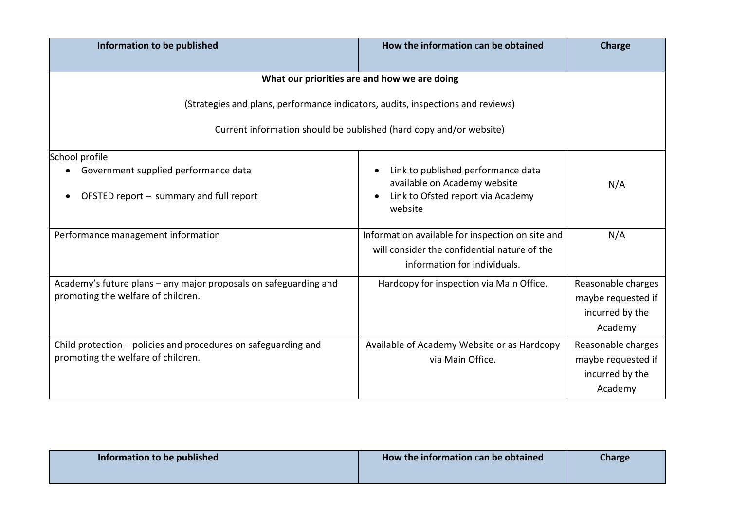| Information to be published | How the information can be obtained | Charge |
|---|---|---|
| **What our priorities are and how we are doing**<br><br>(Strategies and plans, performance indicators, audits, inspections and reviews)<br><br>Current information should be published (hard copy and/or website) | | |
| School profile<br>• Government supplied performance data<br>• OFSTED report – summary and full report | • Link to published performance data available on Academy website<br>• Link to Ofsted report via Academy website | N/A |
| Performance management information | Information available for inspection on site and will consider the confidential nature of the information for individuals. | N/A |
| Academy's future plans – any major proposals on safeguarding and promoting the welfare of children. | Hardcopy for inspection via Main Office. | Reasonable charges maybe requested if incurred by the Academy |
| Child protection – policies and procedures on safeguarding and promoting the welfare of children. | Available of Academy Website or as Hardcopy via Main Office. | Reasonable charges maybe requested if incurred by the Academy |

| Information to be published | How the information can be obtained | Charge |
|---|---|---|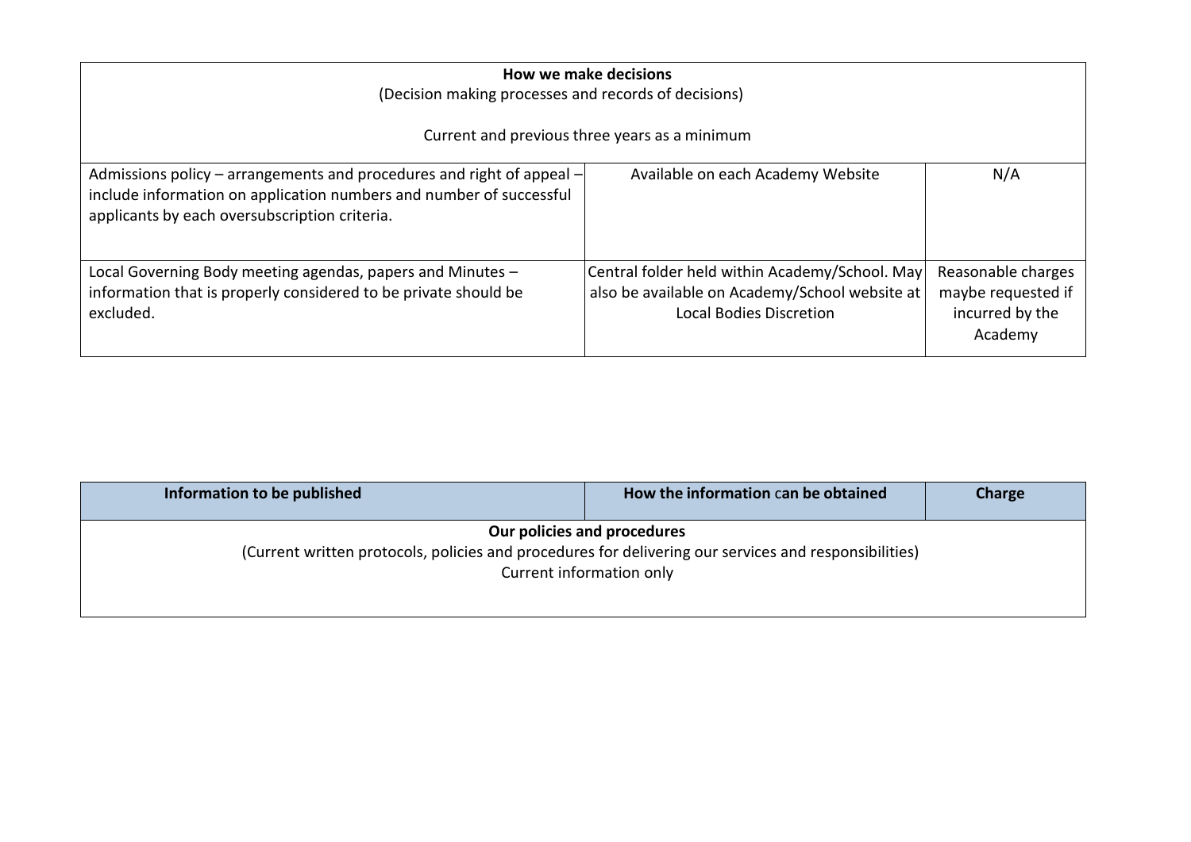| **How we make decisions**<br>(Decision making processes and records of decisions)<br><br>Current and previous three years as a minimum | | |
|---|---|---|
| Admissions policy – arrangements and procedures and right of appeal – include information on application numbers and number of successful applicants by each oversubscription criteria. | Available on each Academy Website | N/A |
| Local Governing Body meeting agendas, papers and Minutes – information that is properly considered to be private should be excluded. | Central folder held within Academy/School. May also be available on Academy/School website at Local Bodies Discretion | Reasonable charges maybe requested if incurred by the Academy |

| Information to be published | How the information can be obtained | Charge |
|---|---|---|
| **Our policies and procedures**<br>(Current written protocols, policies and procedures for delivering our services and responsibilities)<br>Current information only | | |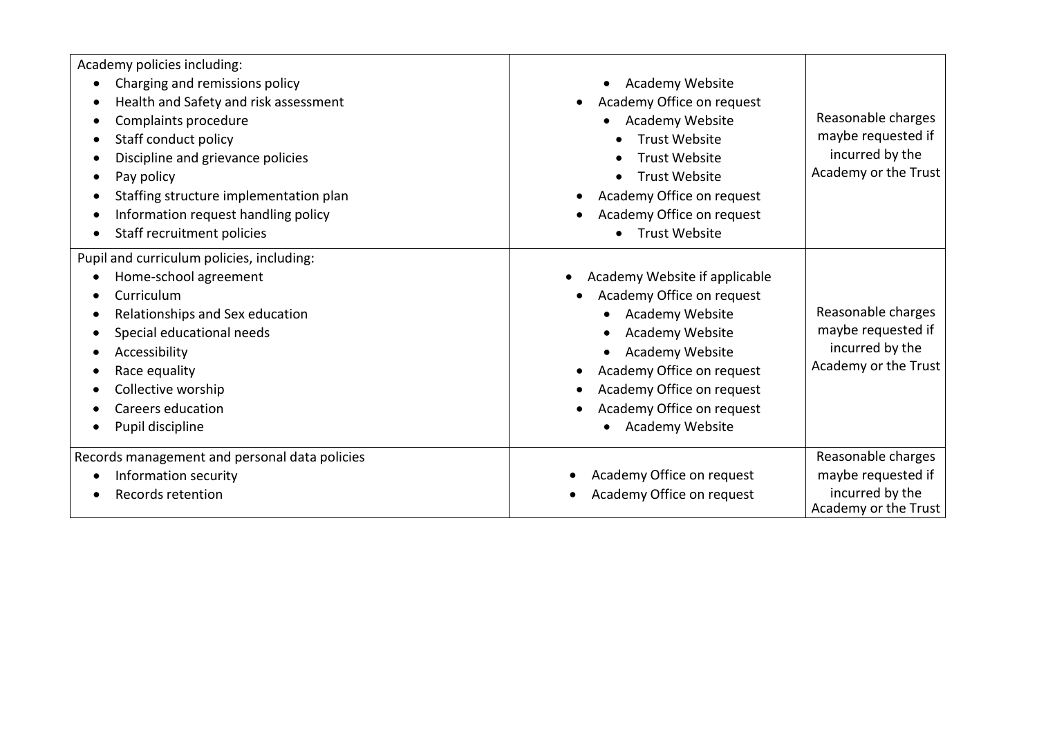| | | |
|---|---|---|
| Academy policies including:<br>• Charging and remissions policy<br>• Health and Safety and risk assessment<br>• Complaints procedure<br>• Staff conduct policy<br>• Discipline and grievance policies<br>• Pay policy<br>• Staffing structure implementation plan<br>• Information request handling policy<br>• Staff recruitment policies | • Academy Website<br>• Academy Office on request<br>• Academy Website<br>• Trust Website<br>• Trust Website<br>• Trust Website<br>• Academy Office on request<br>• Academy Office on request<br>• Trust Website | Reasonable charges maybe requested if incurred by the Academy or the Trust |
| Pupil and curriculum policies, including:<br>• Home-school agreement<br>• Curriculum<br>• Relationships and Sex education<br>• Special educational needs<br>• Accessibility<br>• Race equality<br>• Collective worship<br>• Careers education<br>• Pupil discipline | • Academy Website if applicable<br>• Academy Office on request<br>• Academy Website<br>• Academy Website<br>• Academy Website<br>• Academy Office on request<br>• Academy Office on request<br>• Academy Office on request<br>• Academy Website | Reasonable charges maybe requested if incurred by the Academy or the Trust |
| Records management and personal data policies<br>• Information security<br>• Records retention | • Academy Office on request<br>• Academy Office on request | Reasonable charges maybe requested if incurred by the Academy or the Trust |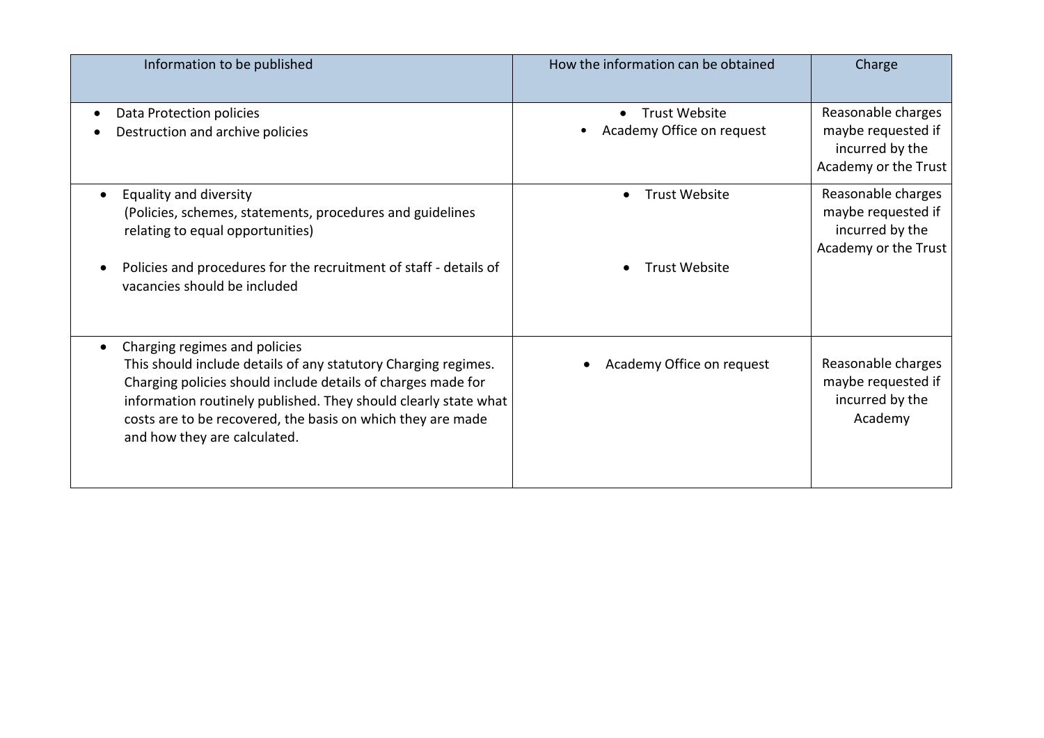| Information to be published | How the information can be obtained | Charge |
| --- | --- | --- |
| • Data Protection policies<br>• Destruction and archive policies | • Trust Website<br>• Academy Office on request | Reasonable charges maybe requested if incurred by the Academy or the Trust |
| • Equality and diversity<br>(Policies, schemes, statements, procedures and guidelines relating to equal opportunities)<br><br>• Policies and procedures for the recruitment of staff - details of vacancies should be included | • Trust Website<br><br><br>• Trust Website | Reasonable charges maybe requested if incurred by the Academy or the Trust |
| • Charging regimes and policies<br>This should include details of any statutory Charging regimes. Charging policies should include details of charges made for information routinely published. They should clearly state what costs are to be recovered, the basis on which they are made and how they are calculated. | • Academy Office on request | Reasonable charges maybe requested if incurred by the Academy |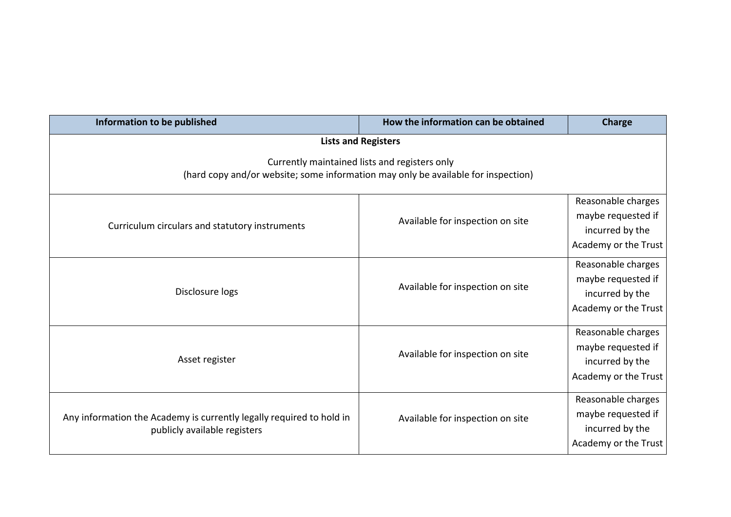| Information to be published | How the information can be obtained | Charge |
| --- | --- | --- |
| **Lists and Registers**<br><br>Currently maintained lists and registers only<br>(hard copy and/or website; some information may only be available for inspection) | | |
| Curriculum circulars and statutory instruments | Available for inspection on site | Reasonable charges maybe requested if incurred by the Academy or the Trust |
| Disclosure logs | Available for inspection on site | Reasonable charges maybe requested if incurred by the Academy or the Trust |
| Asset register | Available for inspection on site | Reasonable charges maybe requested if incurred by the Academy or the Trust |
| Any information the Academy is currently legally required to hold in publicly available registers | Available for inspection on site | Reasonable charges maybe requested if incurred by the Academy or the Trust |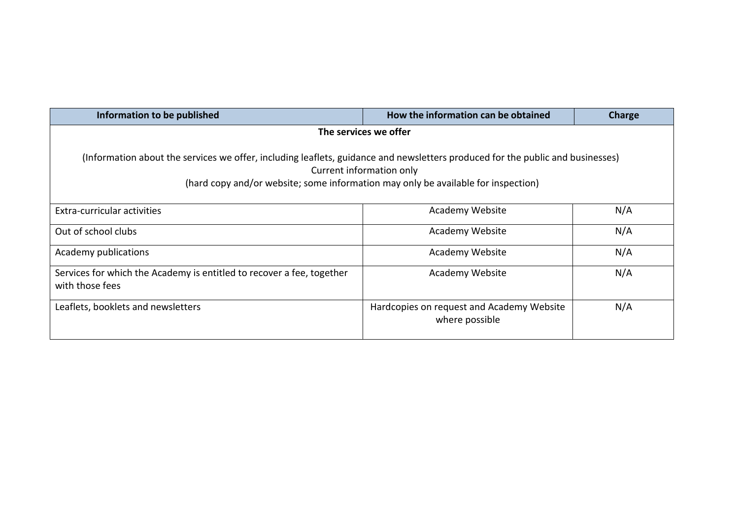| Information to be published | How the information can be obtained | Charge |
| --- | --- | --- |
| **The services we offer**<br><br>(Information about the services we offer, including leaflets, guidance and newsletters produced for the public and businesses)<br>Current information only<br>(hard copy and/or website; some information may only be available for inspection) | | |
| Extra-curricular activities | Academy Website | N/A |
| Out of school clubs | Academy Website | N/A |
| Academy publications | Academy Website | N/A |
| Services for which the Academy is entitled to recover a fee, together with those fees | Academy Website | N/A |
| Leaflets, booklets and newsletters | Hardcopies on request and Academy Website where possible | N/A |